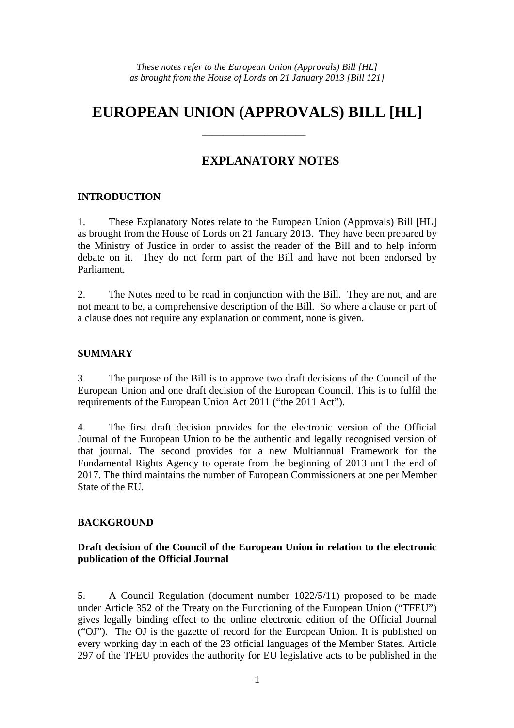*These notes refer to the European Union (Approvals) Bill [HL] as brought from the House of Lords on 21 January 2013 [Bill 121]*

# EUROPEAN UNION (APPROVALS) BILL [HL]

---

## EXPLANATORY NOTES

### INTRODUCTION

1. These Explanatory Notes relate to the European Union (Approvals) Bill [HL] as brought from the House of Lords on 21 January 2013. They have been prepared by the Ministry of Justice in order to assist the reader of the Bill and to help inform debate on it. They do not form part of the Bill and have not been endorsed by Parliament.

2. The Notes need to be read in conjunction with the Bill. They are not, and are not meant to be, a comprehensive description of the Bill. So where a clause or part of a clause does not require any explanation or comment, none is given.

### SUMMARY

3. The purpose of the Bill is to approve two draft decisions of the Council of the European Union and one draft decision of the European Council. This is to fulfil the requirements of the European Union Act 2011 ("the 2011 Act").

4. The first draft decision provides for the electronic version of the Official Journal of the European Union to be the authentic and legally recognised version of that journal. The second provides for a new Multiannual Framework for the Fundamental Rights Agency to operate from the beginning of 2013 until the end of 2017. The third maintains the number of European Commissioners at one per Member State of the EU.

### BACKGROUND

#### Draft decision of the Council of the European Union in relation to the electronic publication of the Official Journal

5. A Council Regulation (document number 1022/5/11) proposed to be made under Article 352 of the Treaty on the Functioning of the European Union ("TFEU") gives legally binding effect to the online electronic edition of the Official Journal ("OJ"). The OJ is the gazette of record for the European Union. It is published on every working day in each of the 23 official languages of the Member States. Article 297 of the TFEU provides the authority for EU legislative acts to be published in the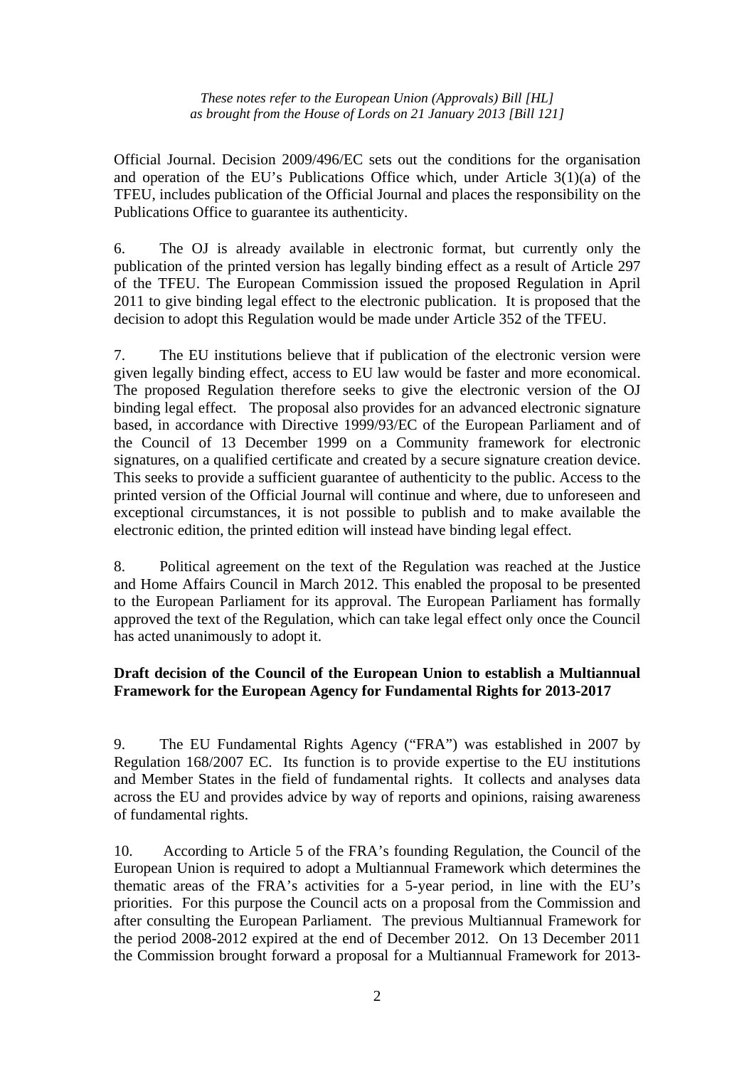Official Journal. Decision 2009/496/EC sets out the conditions for the organisation and operation of the EU's Publications Office which, under Article 3(1)(a) of the TFEU, includes publication of the Official Journal and places the responsibility on the Publications Office to guarantee its authenticity.

6. The OJ is already available in electronic format, but currently only the publication of the printed version has legally binding effect as a result of Article 297 of the TFEU. The European Commission issued the proposed Regulation in April 2011 to give binding legal effect to the electronic publication. It is proposed that the decision to adopt this Regulation would be made under Article 352 of the TFEU.

7. The EU institutions believe that if publication of the electronic version were given legally binding effect, access to EU law would be faster and more economical. The proposed Regulation therefore seeks to give the electronic version of the OJ binding legal effect. The proposal also provides for an advanced electronic signature based, in accordance with Directive 1999/93/EC of the European Parliament and of the Council of 13 December 1999 on a Community framework for electronic signatures, on a qualified certificate and created by a secure signature creation device. This seeks to provide a sufficient guarantee of authenticity to the public. Access to the printed version of the Official Journal will continue and where, due to unforeseen and exceptional circumstances, it is not possible to publish and to make available the electronic edition, the printed edition will instead have binding legal effect.

8. Political agreement on the text of the Regulation was reached at the Justice and Home Affairs Council in March 2012. This enabled the proposal to be presented to the European Parliament for its approval. The European Parliament has formally approved the text of the Regulation, which can take legal effect only once the Council has acted unanimously to adopt it.

**Draft decision of the Council of the European Union to establish a Multiannual Framework for the European Agency for Fundamental Rights for 2013-2017**

9. The EU Fundamental Rights Agency ("FRA") was established in 2007 by Regulation 168/2007 EC. Its function is to provide expertise to the EU institutions and Member States in the field of fundamental rights. It collects and analyses data across the EU and provides advice by way of reports and opinions, raising awareness of fundamental rights.

10. According to Article 5 of the FRA's founding Regulation, the Council of the European Union is required to adopt a Multiannual Framework which determines the thematic areas of the FRA's activities for a 5-year period, in line with the EU's priorities. For this purpose the Council acts on a proposal from the Commission and after consulting the European Parliament. The previous Multiannual Framework for the period 2008-2012 expired at the end of December 2012. On 13 December 2011 the Commission brought forward a proposal for a Multiannual Framework for 2013-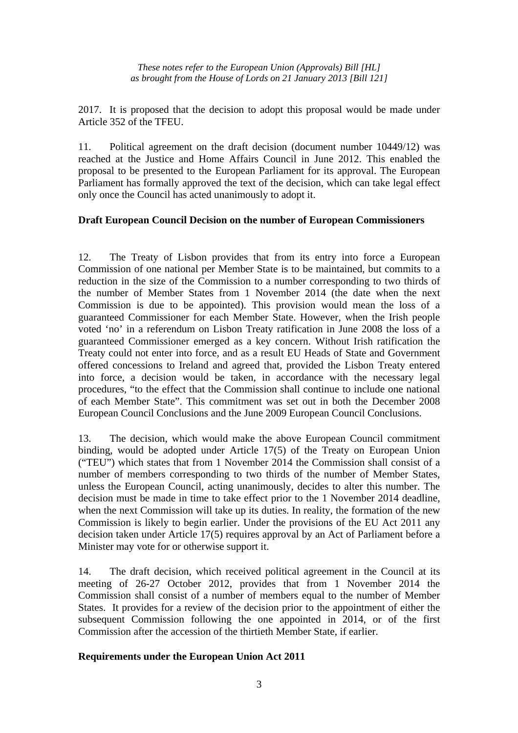2017. It is proposed that the decision to adopt this proposal would be made under Article 352 of the TFEU.

11. Political agreement on the draft decision (document number 10449/12) was reached at the Justice and Home Affairs Council in June 2012. This enabled the proposal to be presented to the European Parliament for its approval. The European Parliament has formally approved the text of the decision, which can take legal effect only once the Council has acted unanimously to adopt it.

**Draft European Council Decision on the number of European Commissioners**

12. The Treaty of Lisbon provides that from its entry into force a European Commission of one national per Member State is to be maintained, but commits to a reduction in the size of the Commission to a number corresponding to two thirds of the number of Member States from 1 November 2014 (the date when the next Commission is due to be appointed). This provision would mean the loss of a guaranteed Commissioner for each Member State. However, when the Irish people voted 'no' in a referendum on Lisbon Treaty ratification in June 2008 the loss of a guaranteed Commissioner emerged as a key concern. Without Irish ratification the Treaty could not enter into force, and as a result EU Heads of State and Government offered concessions to Ireland and agreed that, provided the Lisbon Treaty entered into force, a decision would be taken, in accordance with the necessary legal procedures, "to the effect that the Commission shall continue to include one national of each Member State". This commitment was set out in both the December 2008 European Council Conclusions and the June 2009 European Council Conclusions.

13. The decision, which would make the above European Council commitment binding, would be adopted under Article 17(5) of the Treaty on European Union ("TEU") which states that from 1 November 2014 the Commission shall consist of a number of members corresponding to two thirds of the number of Member States, unless the European Council, acting unanimously, decides to alter this number. The decision must be made in time to take effect prior to the 1 November 2014 deadline, when the next Commission will take up its duties. In reality, the formation of the new Commission is likely to begin earlier. Under the provisions of the EU Act 2011 any decision taken under Article 17(5) requires approval by an Act of Parliament before a Minister may vote for or otherwise support it.

14. The draft decision, which received political agreement in the Council at its meeting of 26-27 October 2012, provides that from 1 November 2014 the Commission shall consist of a number of members equal to the number of Member States. It provides for a review of the decision prior to the appointment of either the subsequent Commission following the one appointed in 2014, or of the first Commission after the accession of the thirtieth Member State, if earlier.

**Requirements under the European Union Act 2011**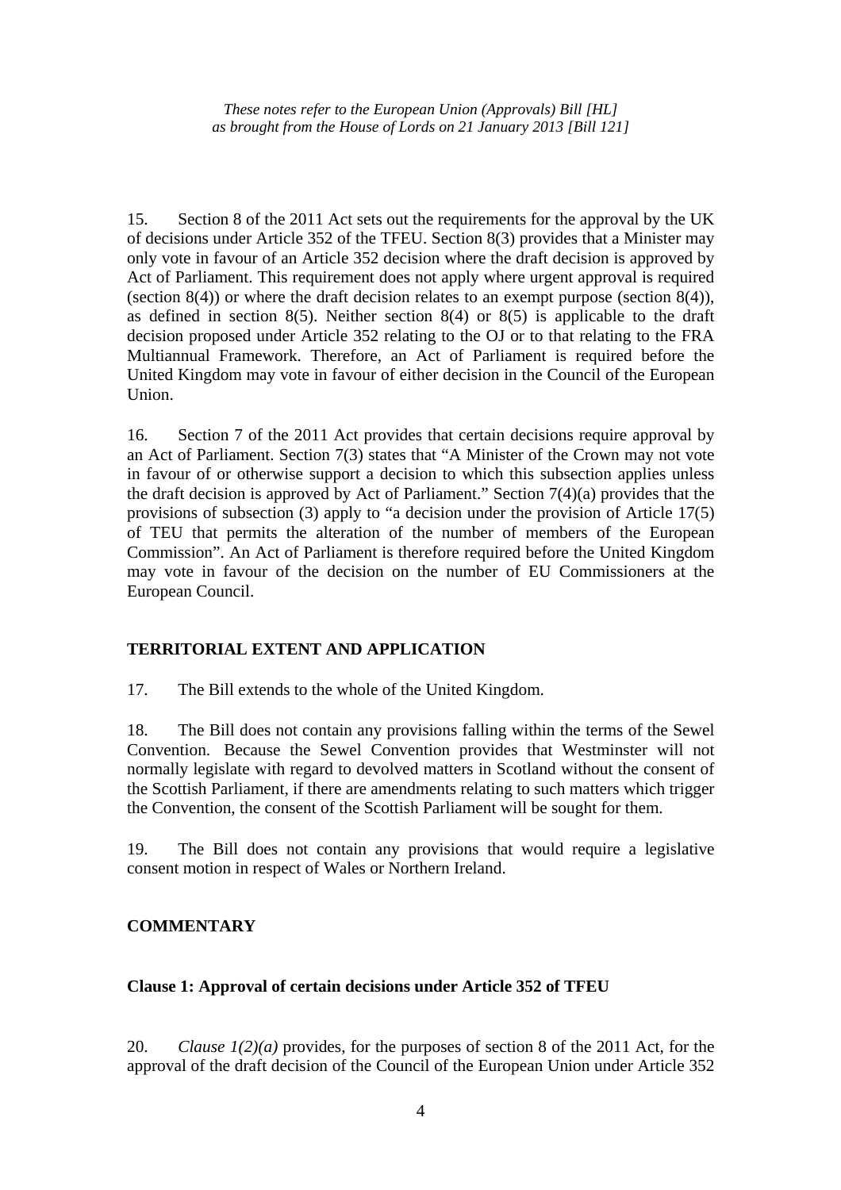15. Section 8 of the 2011 Act sets out the requirements for the approval by the UK of decisions under Article 352 of the TFEU. Section 8(3) provides that a Minister may only vote in favour of an Article 352 decision where the draft decision is approved by Act of Parliament. This requirement does not apply where urgent approval is required (section 8(4)) or where the draft decision relates to an exempt purpose (section 8(4)), as defined in section 8(5). Neither section 8(4) or 8(5) is applicable to the draft decision proposed under Article 352 relating to the OJ or to that relating to the FRA Multiannual Framework. Therefore, an Act of Parliament is required before the United Kingdom may vote in favour of either decision in the Council of the European Union.

16. Section 7 of the 2011 Act provides that certain decisions require approval by an Act of Parliament. Section 7(3) states that "A Minister of the Crown may not vote in favour of or otherwise support a decision to which this subsection applies unless the draft decision is approved by Act of Parliament." Section 7(4)(a) provides that the provisions of subsection (3) apply to "a decision under the provision of Article 17(5) of TEU that permits the alteration of the number of members of the European Commission". An Act of Parliament is therefore required before the United Kingdom may vote in favour of the decision on the number of EU Commissioners at the European Council.

## TERRITORIAL EXTENT AND APPLICATION

17. The Bill extends to the whole of the United Kingdom.

18. The Bill does not contain any provisions falling within the terms of the Sewel Convention. Because the Sewel Convention provides that Westminster will not normally legislate with regard to devolved matters in Scotland without the consent of the Scottish Parliament, if there are amendments relating to such matters which trigger the Convention, the consent of the Scottish Parliament will be sought for them.

19. The Bill does not contain any provisions that would require a legislative consent motion in respect of Wales or Northern Ireland.

## COMMENTARY

### Clause 1: Approval of certain decisions under Article 352 of TFEU

20. *Clause 1(2)(a)* provides, for the purposes of section 8 of the 2011 Act, for the approval of the draft decision of the Council of the European Union under Article 352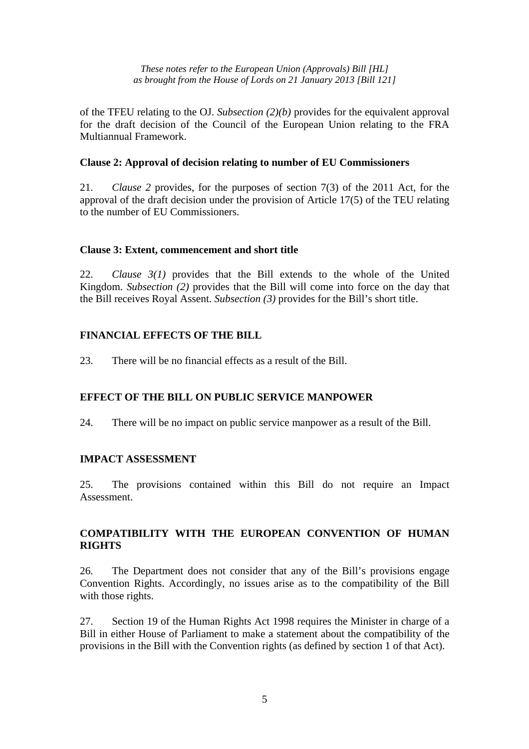of the TFEU relating to the OJ. *Subsection (2)(b)* provides for the equivalent approval for the draft decision of the Council of the European Union relating to the FRA Multiannual Framework.

**Clause 2: Approval of decision relating to number of EU Commissioners**

21. *Clause 2* provides, for the purposes of section 7(3) of the 2011 Act, for the approval of the draft decision under the provision of Article 17(5) of the TEU relating to the number of EU Commissioners.

**Clause 3: Extent, commencement and short title**

22. *Clause 3(1)* provides that the Bill extends to the whole of the United Kingdom. *Subsection (2)* provides that the Bill will come into force on the day that the Bill receives Royal Assent. *Subsection (3)* provides for the Bill's short title.

## FINANCIAL EFFECTS OF THE BILL

23. There will be no financial effects as a result of the Bill.

## EFFECT OF THE BILL ON PUBLIC SERVICE MANPOWER

24. There will be no impact on public service manpower as a result of the Bill.

## IMPACT ASSESSMENT

25. The provisions contained within this Bill do not require an Impact Assessment.

## COMPATIBILITY WITH THE EUROPEAN CONVENTION OF HUMAN RIGHTS

26. The Department does not consider that any of the Bill's provisions engage Convention Rights. Accordingly, no issues arise as to the compatibility of the Bill with those rights.

27. Section 19 of the Human Rights Act 1998 requires the Minister in charge of a Bill in either House of Parliament to make a statement about the compatibility of the provisions in the Bill with the Convention rights (as defined by section 1 of that Act).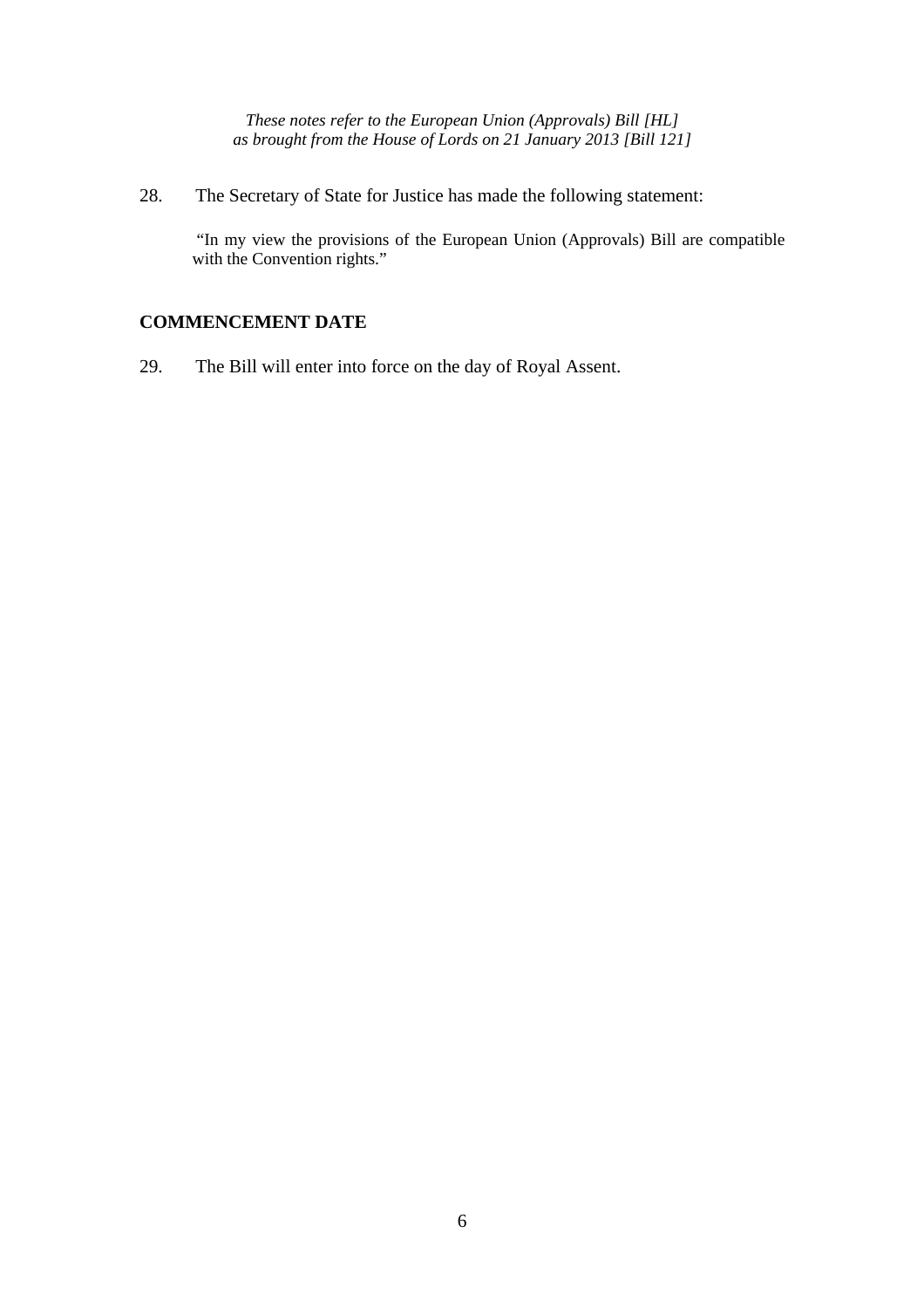28. The Secretary of State for Justice has made the following statement:

> "In my view the provisions of the European Union (Approvals) Bill are compatible with the Convention rights."

## COMMENCEMENT DATE

29. The Bill will enter into force on the day of Royal Assent.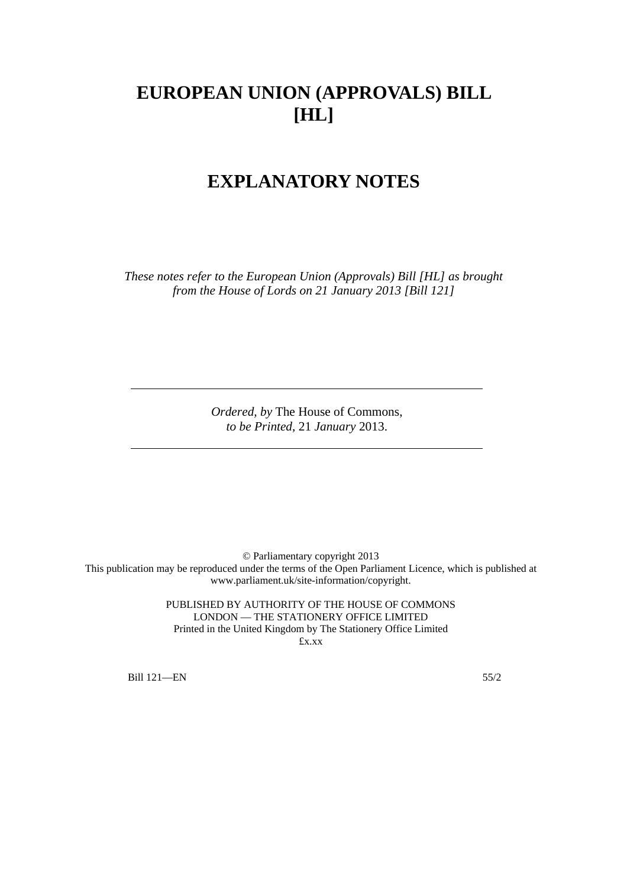# EUROPEAN UNION (APPROVALS) BILL [HL]

# EXPLANATORY NOTES

*These notes refer to the European Union (Approvals) Bill [HL] as brought from the House of Lords on 21 January 2013 [Bill 121]*

---

*Ordered, by* The House of Commons,
*to be Printed,* 21 *January* 2013.

---

© Parliamentary copyright 2013
This publication may be reproduced under the terms of the Open Parliament Licence, which is published at www.parliament.uk/site-information/copyright.

PUBLISHED BY AUTHORITY OF THE HOUSE OF COMMONS
LONDON — THE STATIONERY OFFICE LIMITED
Printed in the United Kingdom by The Stationery Office Limited
£x.xx

Bill 121—EN 55/2